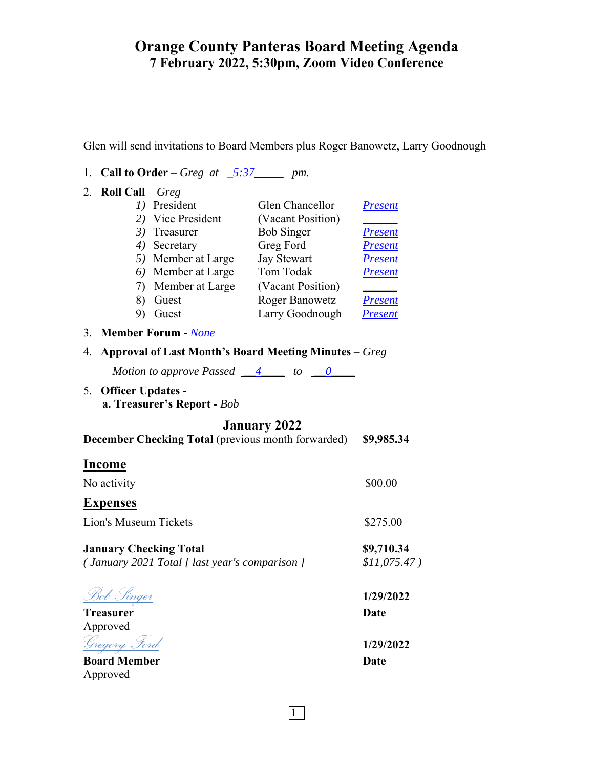# Orange County Panteras Board Meeting Agenda

## 7 February 2022, 5:30pm, Zoom Video Conference

Glen will send invitations to Board Members plus Roger Banowetz, Larry Goodnough

1. **Call to Order** – *Greg at* _5:37_____ *pm.*
2. **Roll Call** – *Greg*

| | | | |
|---|---|---|---|
| *1)* | President | Glen Chancellor | *Present* |
| *2)* | Vice President | (Vacant Position) | ______ |
| *3)* | Treasurer | Bob Singer | *Present* |
| *4)* | Secretary | Greg Ford | *Present* |
| *5)* | Member at Large | Jay Stewart | *Present* |
| *6)* | Member at Large | Tom Todak | *Present* |
| 7) | Member at Large | (Vacant Position) | ______ |
| 8) | Guest | Roger Banowetz | *Present* |
| 9) | Guest | Larry Goodnough | *Present* |

3. **Member Forum** - *None*
4. **Approval of Last Month's Board Meeting Minutes** – *Greg*

   *Motion to approve Passed* __4____ *to* __0____

5. **Officer Updates -**

   **a. Treasurer's Report -** *Bob*

### January 2022

| | |
|---|---|
| **December Checking Total** (previous month forwarded) | **$9,985.34** |

**Income**

| | |
|---|---|
| No activity | $00.00 |

**Expenses**

| | |
|---|---|
| Lion's Museum Tickets | $275.00 |

| | |
|---|---|
| **January Checking Total** | **$9,710.34** |
| *( January 2021 Total [ last year's comparison ]* | *$11,075.47 )* |

*Bob Singer* — **1/29/2022**

**Treasurer** — **Date**

Approved

*Gregory Ford* — **1/29/2022**

**Board Member** — **Date**

Approved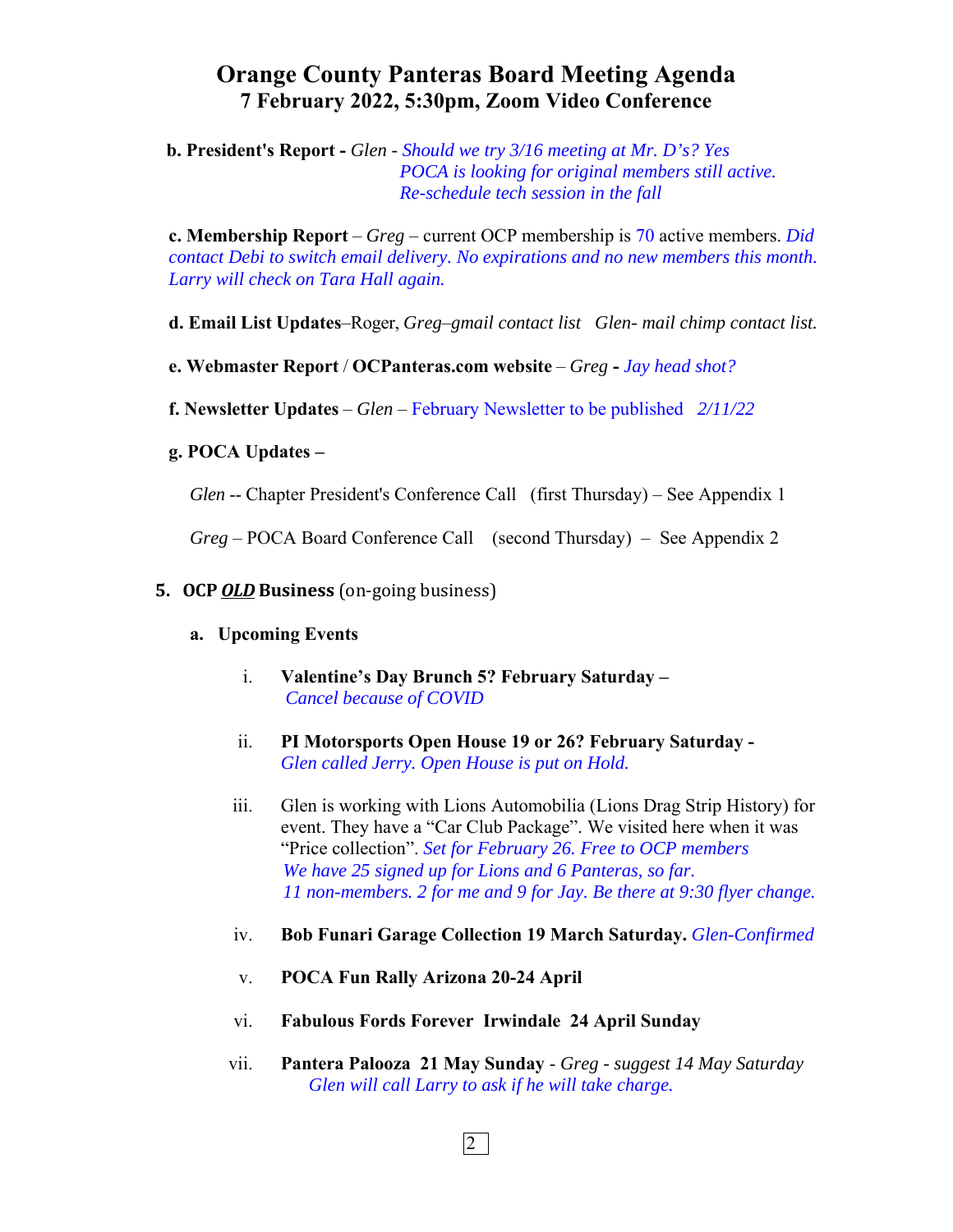# Orange County Panteras Board Meeting Agenda
## 7 February 2022, 5:30pm, Zoom Video Conference

**b. President's Report -** *Glen - Should we try 3/16 meeting at Mr. D's? Yes*
*POCA is looking for original members still active.*
*Re-schedule tech session in the fall*

**c. Membership Report** – *Greg* – current OCP membership is 70 active members. *Did contact Debi to switch email delivery. No expirations and no new members this month. Larry will check on Tara Hall again.*

**d. Email List Updates**–Roger, *Greg–gmail contact list  Glen- mail chimp contact list.*

**e. Webmaster Report** / **OCPanteras.com website** – *Greg* **-** *Jay head shot?*

**f. Newsletter Updates** – *Glen* – February Newsletter to be published *2/11/22*

**g. POCA Updates –**

*Glen* -- Chapter President's Conference Call (first Thursday) – See Appendix 1

*Greg* – POCA Board Conference Call (second Thursday) – See Appendix 2

**5. OCP *OLD* Business** (on-going business)

**a. Upcoming Events**

i. **Valentine's Day Brunch 5? February Saturday –**
*Cancel because of COVID*

ii. **PI Motorsports Open House 19 or 26? February Saturday -**
*Glen called Jerry. Open House is put on Hold.*

iii. Glen is working with Lions Automobilia (Lions Drag Strip History) for event. They have a "Car Club Package". We visited here when it was "Price collection". *Set for February 26. Free to OCP members*
*We have 25 signed up for Lions and 6 Panteras, so far.*
*11 non-members. 2 for me and 9 for Jay. Be there at 9:30 flyer change.*

iv. **Bob Funari Garage Collection 19 March Saturday.** *Glen-Confirmed*

v. **POCA Fun Rally Arizona 20-24 April**

vi. **Fabulous Fords Forever Irwindale 24 April Sunday**

vii. **Pantera Palooza 21 May Sunday** - *Greg - suggest 14 May Saturday*
*Glen will call Larry to ask if he will take charge.*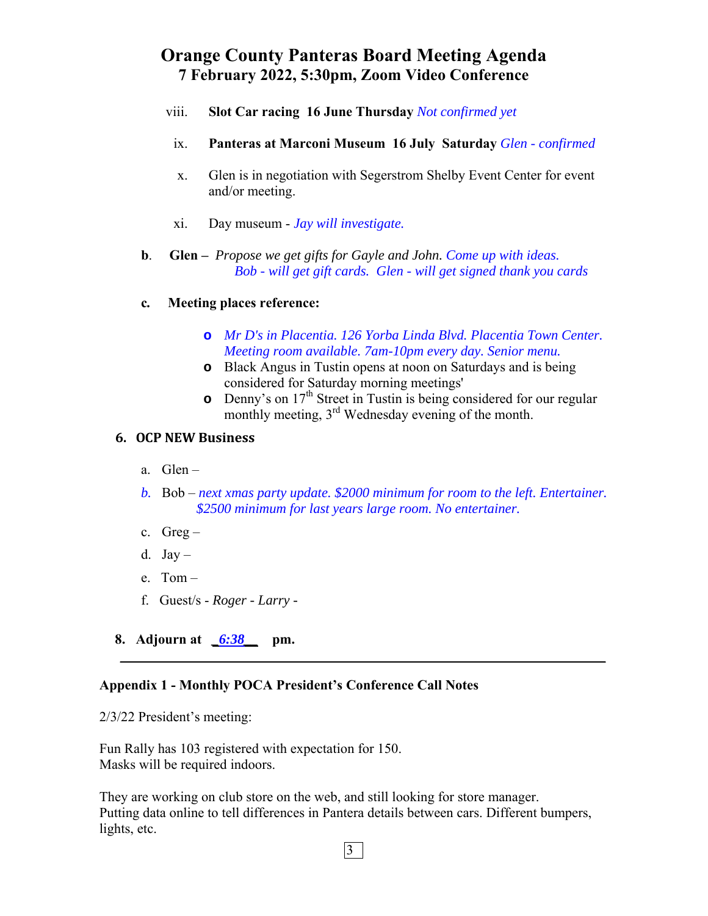# Orange County Panteras Board Meeting Agenda
## 7 February 2022, 5:30pm, Zoom Video Conference

viii. **Slot Car racing 16 June Thursday** *Not confirmed yet*

ix. **Panteras at Marconi Museum 16 July Saturday** *Glen - confirmed*

x. Glen is in negotiation with Segerstrom Shelby Event Center for event and/or meeting.

xi. Day museum - *Jay will investigate.*

**b**. **Glen –** *Propose we get gifts for Gayle and John. Come up with ideas. Bob - will get gift cards. Glen - will get signed thank you cards*

**c. Meeting places reference:**

- *Mr D's in Placentia. 126 Yorba Linda Blvd. Placentia Town Center. Meeting room available. 7am-10pm every day. Senior menu.*
- Black Angus in Tustin opens at noon on Saturdays and is being considered for Saturday morning meetings'
- Denny's on 17th Street in Tustin is being considered for our regular monthly meeting, 3rd Wednesday evening of the month.

**6. OCP NEW Business**

a. Glen –

*b.* Bob – *next xmas party update. $2000 minimum for room to the left. Entertainer. $2500 minimum for last years large room. No entertainer.*

c. Greg –

d. Jay –

e. Tom –

f. Guest/s - *Roger - Larry -*

**8. Adjourn at _*6:38*__ pm.**

---

**Appendix 1 - Monthly POCA President's Conference Call Notes**

2/3/22 President's meeting:

Fun Rally has 103 registered with expectation for 150.
Masks will be required indoors.

They are working on club store on the web, and still looking for store manager.
Putting data online to tell differences in Pantera details between cars. Different bumpers, lights, etc.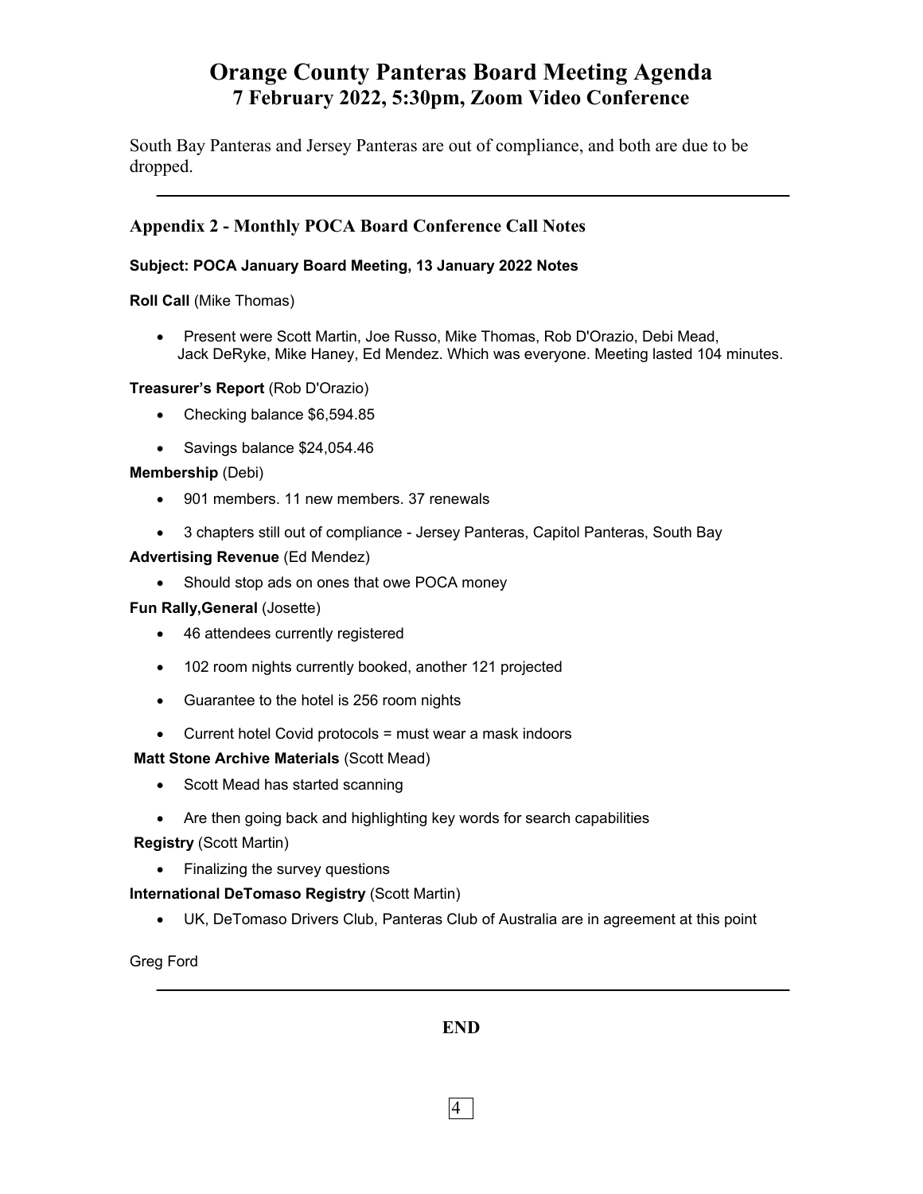# Orange County Panteras Board Meeting Agenda
## 7 February 2022, 5:30pm, Zoom Video Conference

South Bay Panteras and Jersey Panteras are out of compliance, and both are due to be dropped.

---

### Appendix 2 - Monthly POCA Board Conference Call Notes

**Subject: POCA January Board Meeting, 13 January 2022 Notes**

**Roll Call** (Mike Thomas)

- Present were Scott Martin, Joe Russo, Mike Thomas, Rob D'Orazio, Debi Mead, Jack DeRyke, Mike Haney, Ed Mendez. Which was everyone. Meeting lasted 104 minutes.

**Treasurer's Report** (Rob D'Orazio)

- Checking balance $6,594.85
- Savings balance $24,054.46

**Membership** (Debi)

- 901 members. 11 new members. 37 renewals
- 3 chapters still out of compliance - Jersey Panteras, Capitol Panteras, South Bay

**Advertising Revenue** (Ed Mendez)

- Should stop ads on ones that owe POCA money

**Fun Rally,General** (Josette)

- 46 attendees currently registered
- 102 room nights currently booked, another 121 projected
- Guarantee to the hotel is 256 room nights
- Current hotel Covid protocols = must wear a mask indoors

**Matt Stone Archive Materials** (Scott Mead)

- Scott Mead has started scanning
- Are then going back and highlighting key words for search capabilities

**Registry** (Scott Martin)

- Finalizing the survey questions

**International DeTomaso Registry** (Scott Martin)

- UK, DeTomaso Drivers Club, Panteras Club of Australia are in agreement at this point

Greg Ford

---

**END**